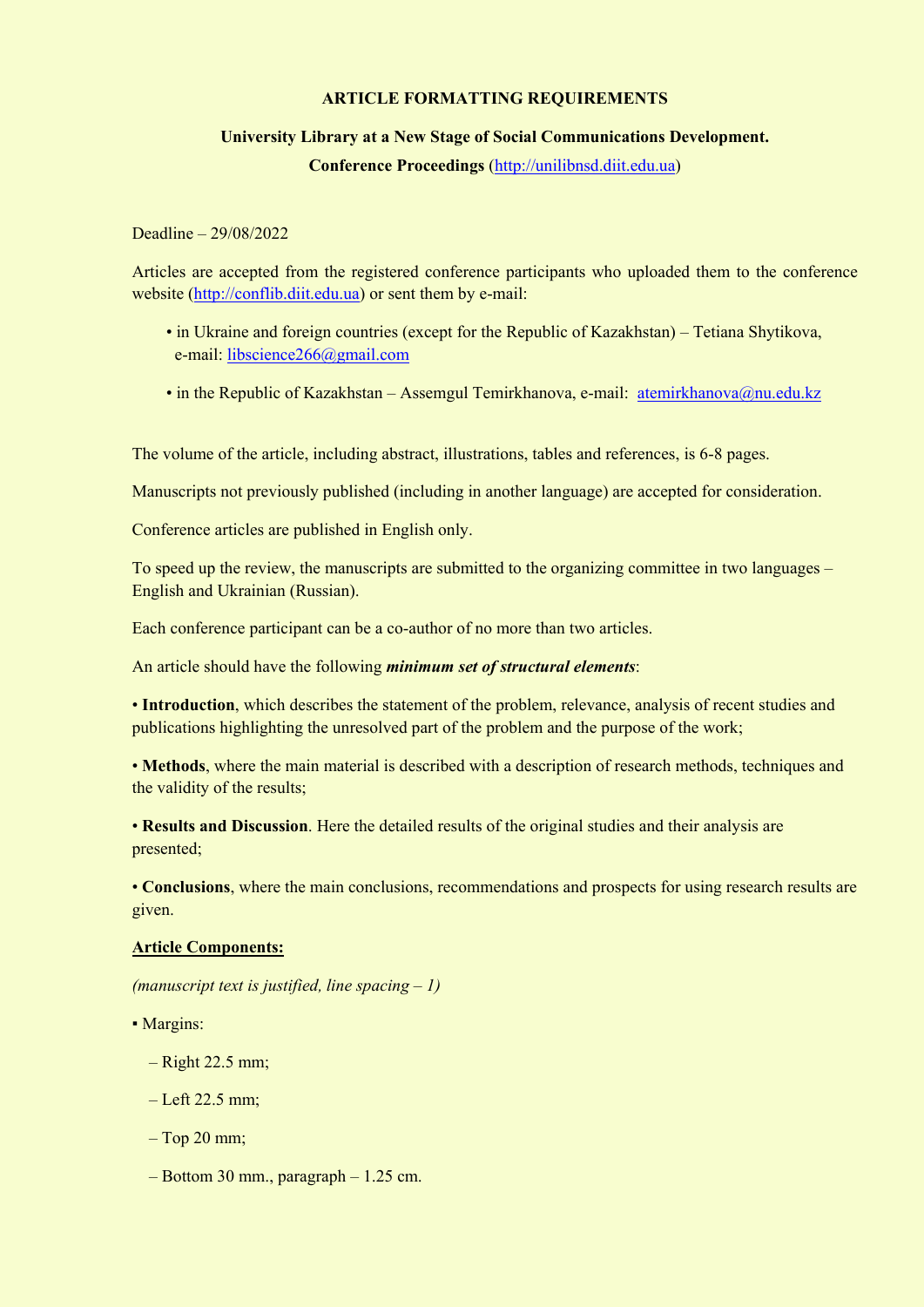# ARTICLE FORMATTING REQUIREMENTS

## University Library at a New Stage of Social Communications Development. Conference Proceedings (http://unilibnsd.diit.edu.ua)

Deadline – 29/08/2022

Articles are accepted from the registered conference participants who uploaded them to the conference website (http://conflib.diit.edu.ua) or sent them by e-mail:

- in Ukraine and foreign countries (except for the Republic of Kazakhstan) – Tetiana Shytikova, e-mail: libscience266@gmail.com
- in the Republic of Kazakhstan – Assemgul Temirkhanova, e-mail: atemirkhanova@nu.edu.kz

The volume of the article, including abstract, illustrations, tables and references, is 6-8 pages.

Manuscripts not previously published (including in another language) are accepted for consideration.

Conference articles are published in English only.

To speed up the review, the manuscripts are submitted to the organizing committee in two languages – English and Ukrainian (Russian).

Each conference participant can be a co-author of no more than two articles.

An article should have the following ***minimum set of structural elements***:

- **Introduction**, which describes the statement of the problem, relevance, analysis of recent studies and publications highlighting the unresolved part of the problem and the purpose of the work;
- **Methods**, where the main material is described with a description of research methods, techniques and the validity of the results;
- **Results and Discussion**. Here the detailed results of the original studies and their analysis are presented;
- **Conclusions**, where the main conclusions, recommendations and prospects for using research results are given.

**Article Components:**

*(manuscript text is justified, line spacing – 1)*

- Margins:
  - Right 22.5 mm;
  - Left 22.5 mm;
  - Top 20 mm;
  - Bottom 30 mm., paragraph – 1.25 cm.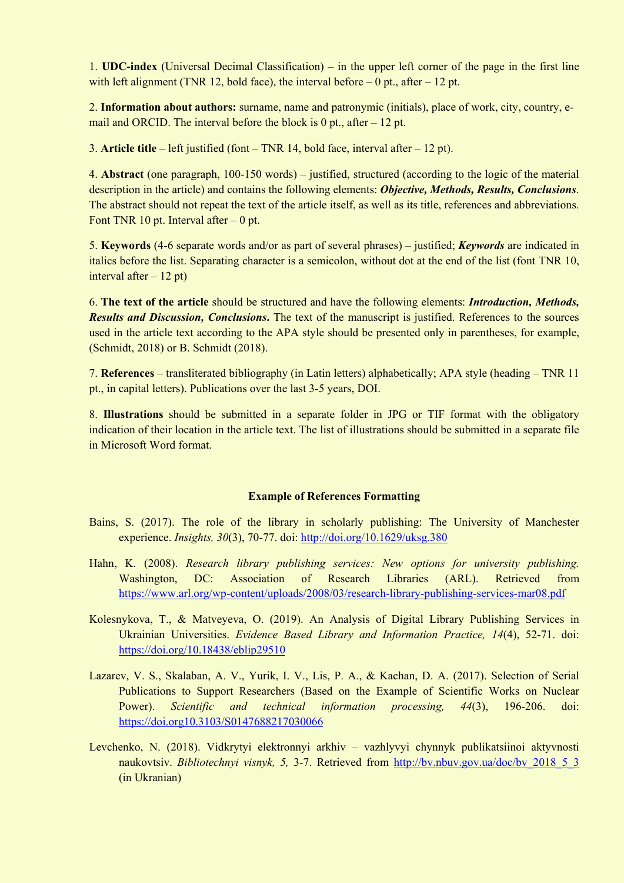1. **UDC-index** (Universal Decimal Classification) – in the upper left corner of the page in the first line with left alignment (TNR 12, bold face), the interval before – 0 pt., after – 12 pt.

2. **Information about authors:** surname, name and patronymic (initials), place of work, city, country, e-mail and ORCID. The interval before the block is 0 pt., after – 12 pt.

3. **Article title** – left justified (font – TNR 14, bold face, interval after – 12 pt).

4. **Abstract** (one paragraph, 100-150 words) – justified, structured (according to the logic of the material description in the article) and contains the following elements: ***Objective, Methods, Results, Conclusions***. The abstract should not repeat the text of the article itself, as well as its title, references and abbreviations. Font TNR 10 pt. Interval after – 0 pt.

5. **Keywords** (4-6 separate words and/or as part of several phrases) – justified; ***Keywords*** are indicated in italics before the list. Separating character is a semicolon, without dot at the end of the list (font TNR 10, interval after – 12 pt)

6. **The text of the article** should be structured and have the following elements: ***Introduction, Methods, Results and Discussion, Conclusions.*** The text of the manuscript is justified. References to the sources used in the article text according to the APA style should be presented only in parentheses, for example, (Schmidt, 2018) or B. Schmidt (2018).

7. **References** – transliterated bibliography (in Latin letters) alphabetically; APA style (heading – TNR 11 pt., in capital letters). Publications over the last 3-5 years, DOI.

8. **Illustrations** should be submitted in a separate folder in JPG or TIF format with the obligatory indication of their location in the article text. The list of illustrations should be submitted in a separate file in Microsoft Word format.

**Example of References Formatting**

Bains, S. (2017). The role of the library in scholarly publishing: The University of Manchester experience. *Insights, 30*(3), 70-77. doi: http://doi.org/10.1629/uksg.380

Hahn, K. (2008). *Research library publishing services: New options for university publishing.* Washington, DC: Association of Research Libraries (ARL). Retrieved from https://www.arl.org/wp-content/uploads/2008/03/research-library-publishing-services-mar08.pdf

Kolesnykova, T., & Matveyeva, O. (2019). An Analysis of Digital Library Publishing Services in Ukrainian Universities. *Evidence Based Library and Information Practice, 14*(4), 52-71. doi: https://doi.org/10.18438/eblip29510

Lazarev, V. S., Skalaban, A. V., Yurik, I. V., Lis, P. A., & Kachan, D. A. (2017). Selection of Serial Publications to Support Researchers (Based on the Example of Scientific Works on Nuclear Power). *Scientific and technical information processing, 44*(3), 196-206. doi: https://doi.org10.3103/S0147688217030066

Levchenko, N. (2018). Vidkrytyi elektronnyi arkhiv – vazhlyvyi chynnyk publikatsiinoi aktyvnosti naukovtsiv. *Bibliotechnyi visnyk, 5,* 3-7. Retrieved from http://bv.nbuv.gov.ua/doc/bv_2018_5_3 (in Ukranian)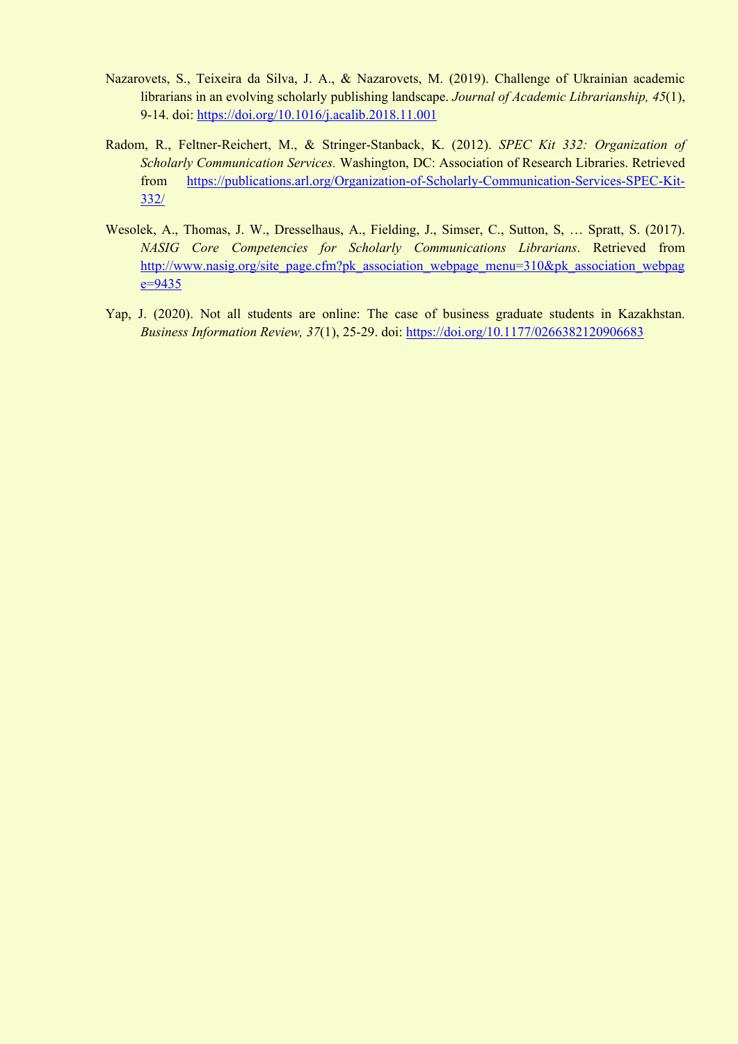Nazarovets, S., Teixeira da Silva, J. A., & Nazarovets, M. (2019). Challenge of Ukrainian academic librarians in an evolving scholarly publishing landscape. *Journal of Academic Librarianship, 45*(1), 9-14. doi: https://doi.org/10.1016/j.acalib.2018.11.001

Radom, R., Feltner-Reichert, M., & Stringer-Stanback, K. (2012). *SPEC Kit 332: Organization of Scholarly Communication Services.* Washington, DC: Association of Research Libraries. Retrieved from https://publications.arl.org/Organization-of-Scholarly-Communication-Services-SPEC-Kit-332/

Wesolek, A., Thomas, J. W., Dresselhaus, A., Fielding, J., Simser, C., Sutton, S, … Spratt, S. (2017). *NASIG Core Competencies for Scholarly Communications Librarians*. Retrieved from http://www.nasig.org/site_page.cfm?pk_association_webpage_menu=310&pk_association_webpage=9435

Yap, J. (2020). Not all students are online: The case of business graduate students in Kazakhstan. *Business Information Review, 37*(1), 25-29. doi: https://doi.org/10.1177/0266382120906683